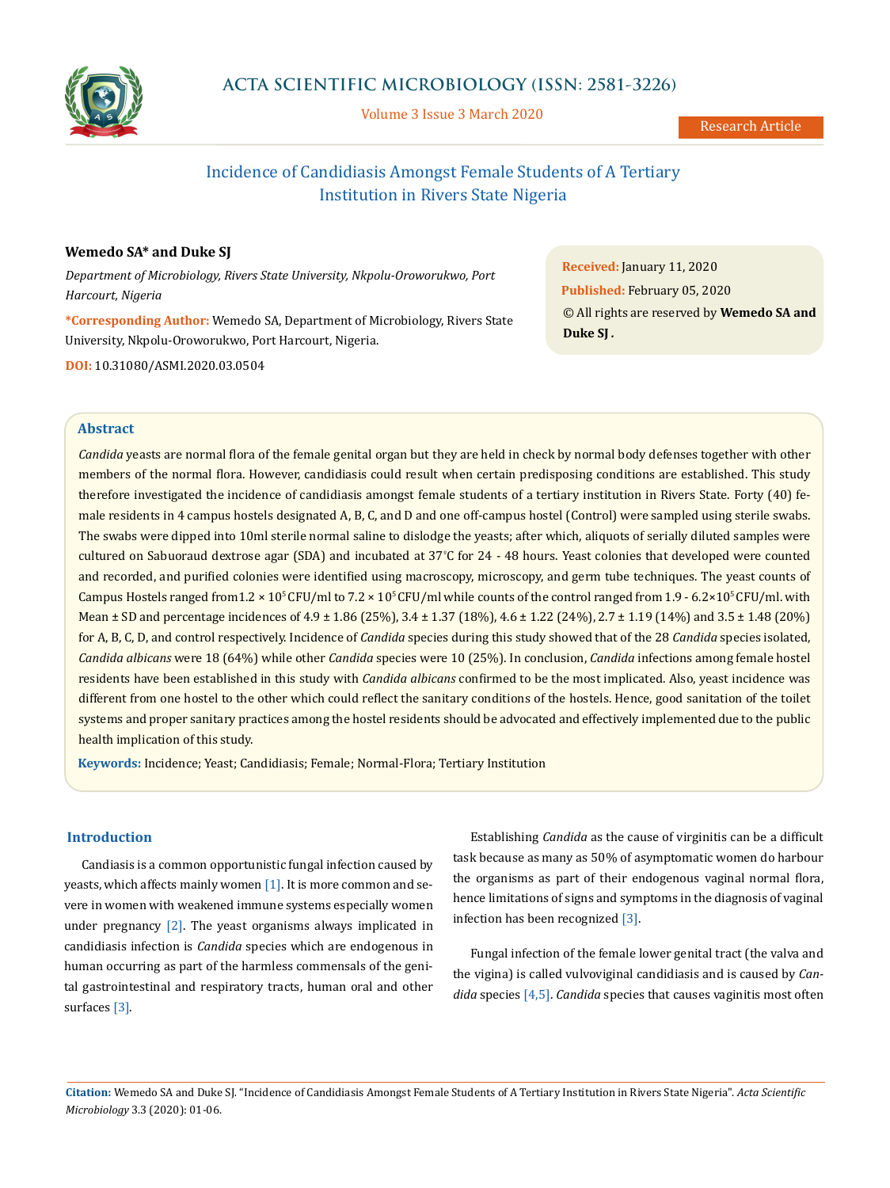# Incidence of Candidiasis Amongst Female Students of A Tertiary Institution in Rivers State Nigeria

**Wemedo SA* and Duke SJ**

*Department of Microbiology, Rivers State University, Nkpolu-Oroworukwo, Port Harcourt, Nigeria*

***Corresponding Author:** Wemedo SA, Department of Microbiology, Rivers State University, Nkpolu-Oroworukwo, Port Harcourt, Nigeria.

**DOI:** 10.31080/ASMI.2020.03.0504

**Received:** January 11, 2020
**Published:** February 05, 2020
© All rights are reserved by **Wemedo SA and Duke SJ .**

## Abstract

*Candida* yeasts are normal flora of the female genital organ but they are held in check by normal body defenses together with other members of the normal flora. However, candidiasis could result when certain predisposing conditions are established. This study therefore investigated the incidence of candidiasis amongst female students of a tertiary institution in Rivers State. Forty (40) female residents in 4 campus hostels designated A, B, C, and D and one off-campus hostel (Control) were sampled using sterile swabs. The swabs were dipped into 10ml sterile normal saline to dislodge the yeasts; after which, aliquots of serially diluted samples were cultured on Sabuoraud dextrose agar (SDA) and incubated at 37°C for 24 - 48 hours. Yeast colonies that developed were counted and recorded, and purified colonies were identified using macroscopy, microscopy, and germ tube techniques. The yeast counts of Campus Hostels ranged from $1.2 \times 10^5$ CFU/ml to $7.2 \times 10^5$ CFU/ml while counts of the control ranged from $1.9 - 6.2 \times 10^5$ CFU/ml. with Mean ± SD and percentage incidences of 4.9 ± 1.86 (25%), 3.4 ± 1.37 (18%), 4.6 ± 1.22 (24%), 2.7 ± 1.19 (14%) and 3.5 ± 1.48 (20%) for A, B, C, D, and control respectively. Incidence of *Candida* species during this study showed that of the 28 *Candida* species isolated, *Candida albicans* were 18 (64%) while other *Candida* species were 10 (25%). In conclusion, *Candida* infections among female hostel residents have been established in this study with *Candida albicans* confirmed to be the most implicated. Also, yeast incidence was different from one hostel to the other which could reflect the sanitary conditions of the hostels. Hence, good sanitation of the toilet systems and proper sanitary practices among the hostel residents should be advocated and effectively implemented due to the public health implication of this study.

**Keywords:** Incidence; Yeast; Candidiasis; Female; Normal-Flora; Tertiary Institution

## Introduction

Candiasis is a common opportunistic fungal infection caused by yeasts, which affects mainly women [1]. It is more common and severe in women with weakened immune systems especially women under pregnancy [2]. The yeast organisms always implicated in candidiasis infection is *Candida* species which are endogenous in human occurring as part of the harmless commensals of the genital gastrointestinal and respiratory tracts, human oral and other surfaces [3].

Establishing *Candida* as the cause of virginitis can be a difficult task because as many as 50% of asymptomatic women do harbour the organisms as part of their endogenous vaginal normal flora, hence limitations of signs and symptoms in the diagnosis of vaginal infection has been recognized [3].

Fungal infection of the female lower genital tract (the valva and the vigina) is called vulvoviginal candidiasis and is caused by *Candida* species [4,5]. *Candida* species that causes vaginitis most often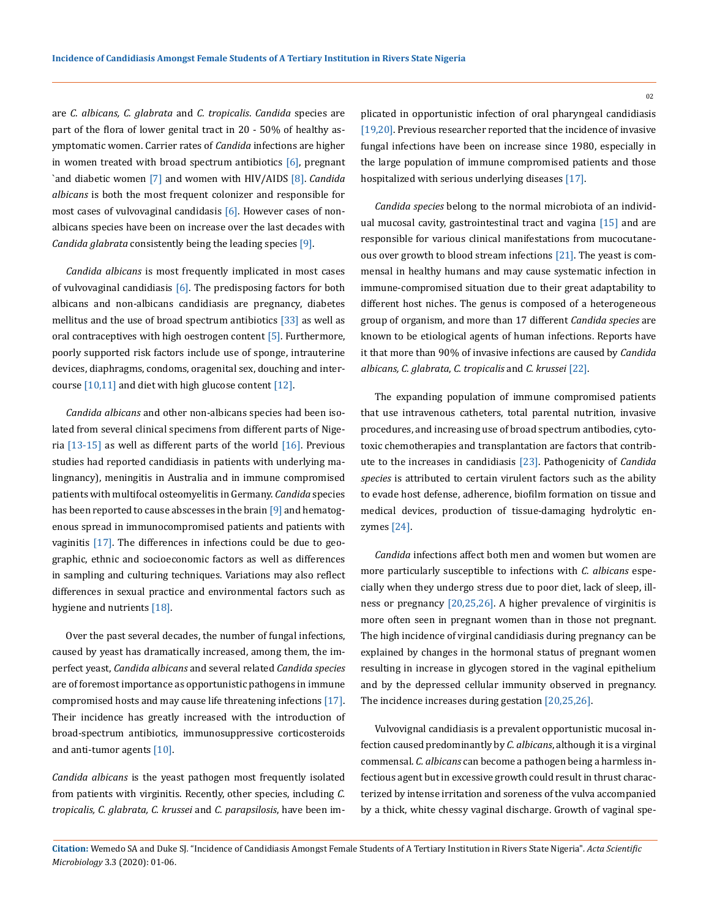are *C. albicans, C. glabrata* and *C. tropicalis*. *Candida* species are part of the flora of lower genital tract in 20 - 50% of healthy asymptomatic women. Carrier rates of *Candida* infections are higher in women treated with broad spectrum antibiotics [6], pregnant `and diabetic women [7] and women with HIV/AIDS [8]. *Candida albicans* is both the most frequent colonizer and responsible for most cases of vulvovaginal candidasis [6]. However cases of non-albicans species have been on increase over the last decades with *Candida glabrata* consistently being the leading species [9].

*Candida albicans* is most frequently implicated in most cases of vulvovaginal candidiasis [6]. The predisposing factors for both albicans and non-albicans candidiasis are pregnancy, diabetes mellitus and the use of broad spectrum antibiotics [33] as well as oral contraceptives with high oestrogen content [5]. Furthermore, poorly supported risk factors include use of sponge, intrauterine devices, diaphragms, condoms, oragenital sex, douching and intercourse [10,11] and diet with high glucose content [12].

*Candida albicans* and other non-albicans species had been isolated from several clinical specimens from different parts of Nigeria [13-15] as well as different parts of the world [16]. Previous studies had reported candidiasis in patients with underlying malingnancy), meningitis in Australia and in immune compromised patients with multifocal osteomyelitis in Germany. *Candida* species has been reported to cause abscesses in the brain [9] and hematogenous spread in immunocompromised patients and patients with vaginitis [17]. The differences in infections could be due to geographic, ethnic and socioeconomic factors as well as differences in sampling and culturing techniques. Variations may also reflect differences in sexual practice and environmental factors such as hygiene and nutrients [18].

Over the past several decades, the number of fungal infections, caused by yeast has dramatically increased, among them, the imperfect yeast, *Candida albicans* and several related *Candida species* are of foremost importance as opportunistic pathogens in immune compromised hosts and may cause life threatening infections [17]. Their incidence has greatly increased with the introduction of broad-spectrum antibiotics, immunosuppressive corticosteroids and anti-tumor agents [10].

*Candida albicans* is the yeast pathogen most frequently isolated from patients with virginitis. Recently, other species, including *C. tropicalis, C. glabrata, C. krussei* and *C. parapsilosis*, have been implicated in opportunistic infection of oral pharyngeal candidiasis [19,20]. Previous researcher reported that the incidence of invasive fungal infections have been on increase since 1980, especially in the large population of immune compromised patients and those hospitalized with serious underlying diseases [17].

*Candida species* belong to the normal microbiota of an individual mucosal cavity, gastrointestinal tract and vagina [15] and are responsible for various clinical manifestations from mucocutaneous over growth to blood stream infections [21]. The yeast is commensal in healthy humans and may cause systematic infection in immune-compromised situation due to their great adaptability to different host niches. The genus is composed of a heterogeneous group of organism, and more than 17 different *Candida species* are known to be etiological agents of human infections. Reports have it that more than 90% of invasive infections are caused by *Candida albicans, C. glabrata*, *C. tropicalis* and *C. krussei* [22].

The expanding population of immune compromised patients that use intravenous catheters, total parental nutrition, invasive procedures, and increasing use of broad spectrum antibodies, cytotoxic chemotherapies and transplantation are factors that contribute to the increases in candidiasis [23]. Pathogenicity of *Candida species* is attributed to certain virulent factors such as the ability to evade host defense, adherence, biofilm formation on tissue and medical devices, production of tissue-damaging hydrolytic enzymes [24].

*Candida* infections affect both men and women but women are more particularly susceptible to infections with *C. albicans* especially when they undergo stress due to poor diet, lack of sleep, illness or pregnancy [20,25,26]. A higher prevalence of virginitis is more often seen in pregnant women than in those not pregnant. The high incidence of virginal candidiasis during pregnancy can be explained by changes in the hormonal status of pregnant women resulting in increase in glycogen stored in the vaginal epithelium and by the depressed cellular immunity observed in pregnancy. The incidence increases during gestation [20,25,26].

Vulvovignal candidiasis is a prevalent opportunistic mucosal infection caused predominantly by *C. albicans*, although it is a virginal commensal. *C. albicans* can become a pathogen being a harmless infectious agent but in excessive growth could result in thrust characterized by intense irritation and soreness of the vulva accompanied by a thick, white chessy vaginal discharge. Growth of vaginal spe-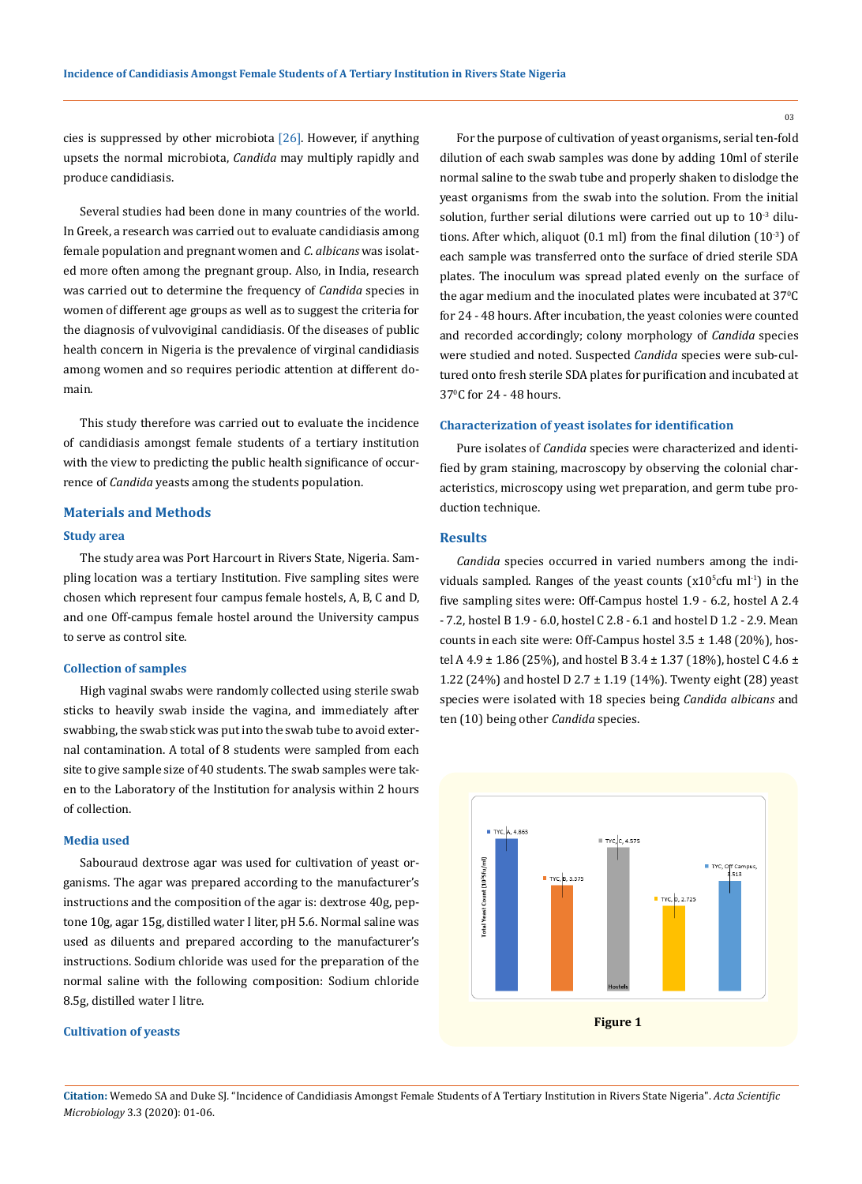cies is suppressed by other microbiota [26]. However, if anything upsets the normal microbiota, *Candida* may multiply rapidly and produce candidiasis.

Several studies had been done in many countries of the world. In Greek, a research was carried out to evaluate candidiasis among female population and pregnant women and *C. albicans* was isolated more often among the pregnant group. Also, in India, research was carried out to determine the frequency of *Candida* species in women of different age groups as well as to suggest the criteria for the diagnosis of vulvoviginal candidiasis. Of the diseases of public health concern in Nigeria is the prevalence of virginal candidiasis among women and so requires periodic attention at different domain.

This study therefore was carried out to evaluate the incidence of candidiasis amongst female students of a tertiary institution with the view to predicting the public health significance of occurrence of *Candida* yeasts among the students population.

## Materials and Methods

### Study area

The study area was Port Harcourt in Rivers State, Nigeria. Sampling location was a tertiary Institution. Five sampling sites were chosen which represent four campus female hostels, A, B, C and D, and one Off-campus female hostel around the University campus to serve as control site.

### Collection of samples

High vaginal swabs were randomly collected using sterile swab sticks to heavily swab inside the vagina, and immediately after swabbing, the swab stick was put into the swab tube to avoid external contamination. A total of 8 students were sampled from each site to give sample size of 40 students. The swab samples were taken to the Laboratory of the Institution for analysis within 2 hours of collection.

### Media used

Sabouraud dextrose agar was used for cultivation of yeast organisms. The agar was prepared according to the manufacturer's instructions and the composition of the agar is: dextrose 40g, peptone 10g, agar 15g, distilled water I liter, pH 5.6. Normal saline was used as diluents and prepared according to the manufacturer's instructions. Sodium chloride was used for the preparation of the normal saline with the following composition: Sodium chloride 8.5g, distilled water I litre.

### Cultivation of yeasts

For the purpose of cultivation of yeast organisms, serial ten-fold dilution of each swab samples was done by adding 10ml of sterile normal saline to the swab tube and properly shaken to dislodge the yeast organisms from the swab into the solution. From the initial solution, further serial dilutions were carried out up to $10^{-3}$ dilutions. After which, aliquot (0.1 ml) from the final dilution ($10^{-3}$) of each sample was transferred onto the surface of dried sterile SDA plates. The inoculum was spread plated evenly on the surface of the agar medium and the inoculated plates were incubated at $37^0$C for 24 - 48 hours. After incubation, the yeast colonies were counted and recorded accordingly; colony morphology of *Candida* species were studied and noted. Suspected *Candida* species were sub-cultured onto fresh sterile SDA plates for purification and incubated at $37^0$C for 24 - 48 hours.

### Characterization of yeast isolates for identification

Pure isolates of *Candida* species were characterized and identified by gram staining, macroscopy by observing the colonial characteristics, microscopy using wet preparation, and germ tube production technique.

## Results

*Candida* species occurred in varied numbers among the individuals sampled. Ranges of the yeast counts ($\times 10^5$cfu ml$^{-1}$) in the five sampling sites were: Off-Campus hostel 1.9 - 6.2, hostel A 2.4 - 7.2, hostel B 1.9 - 6.0, hostel C 2.8 - 6.1 and hostel D 1.2 - 2.9. Mean counts in each site were: Off-Campus hostel 3.5 ± 1.48 (20%), hostel A 4.9 ± 1.86 (25%), and hostel B 3.4 ± 1.37 (18%), hostel C 4.6 ± 1.22 (24%) and hostel D 2.7 ± 1.19 (14%). Twenty eight (28) yeast species were isolated with 18 species being *Candida albicans* and ten (10) being other *Candida* species.

**Figure 1**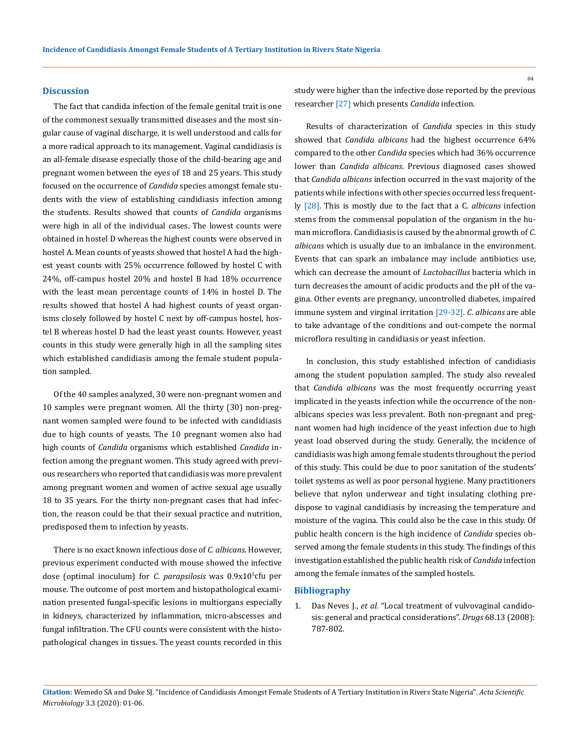## Discussion

The fact that candida infection of the female genital trait is one of the commonest sexually transmitted diseases and the most singular cause of vaginal discharge, it is well understood and calls for a more radical approach to its management. Vaginal candidiasis is an all-female disease especially those of the child-bearing age and pregnant women between the eyes of 18 and 25 years. This study focused on the occurrence of *Candida* species amongst female students with the view of establishing candidiasis infection among the students. Results showed that counts of *Candida* organisms were high in all of the individual cases. The lowest counts were obtained in hostel D whereas the highest counts were observed in hostel A. Mean counts of yeasts showed that hostel A had the highest yeast counts with 25% occurrence followed by hostel C with 24%, off-campus hostel 20% and hostel B had 18% occurrence with the least mean percentage counts of 14% in hostel D. The results showed that hostel A had highest counts of yeast organisms closely followed by hostel C next by off-campus hostel, hostel B whereas hostel D had the least yeast counts. However, yeast counts in this study were generally high in all the sampling sites which established candidiasis among the female student population sampled.

Of the 40 samples analyzed, 30 were non-pregnant women and 10 samples were pregnant women. All the thirty (30) non-pregnant women sampled were found to be infected with candidiasis due to high counts of yeasts. The 10 pregnant women also had high counts of *Candida* organisms which established *Candida* infection among the pregnant women. This study agreed with previous researchers who reported that candidiasis was more prevalent among pregnant women and women of active sexual age usually 18 to 35 years. For the thirty non-pregnant cases that had infection, the reason could be that their sexual practice and nutrition, predisposed them to infection by yeasts.

There is no exact known infectious dose of *C. albicans*. However, previous experiment conducted with mouse showed the infective dose (optimal inoculum) for *C. parapsilosis* was $0.9 \times 10^5$cfu per mouse. The outcome of post mortem and histopathological examination presented fungal-specific lesions in multiorgans especially in kidneys, characterized by inflammation, micro-abscesses and fungal infiltration. The CFU counts were consistent with the histopathological changes in tissues. The yeast counts recorded in this study were higher than the infective dose reported by the previous researcher [27] which presents *Candida* infection.

Results of characterization of *Candida* species in this study showed that *Candida albicans* had the highest occurrence 64% compared to the other *Candida* species which had 36% occurrence lower than *Candida albicans*. Previous diagnosed cases showed that *Candida albicans* infection occurred in the vast majority of the patients while infections with other species occurred less frequently [28]. This is mostly due to the fact that a C. *albicans* infection stems from the commensal population of the organism in the human microflora. Candidiasis is caused by the abnormal growth of *C. albicans* which is usually due to an imbalance in the environment. Events that can spark an imbalance may include antibiotics use, which can decrease the amount of *Lactobacillus* bacteria which in turn decreases the amount of acidic products and the pH of the vagina. Other events are pregnancy, uncontrolled diabetes, impaired immune system and virginal irritation [29-32]. *C. albicans* are able to take advantage of the conditions and out-compete the normal microflora resulting in candidiasis or yeast infection.

In conclusion, this study established infection of candidiasis among the student population sampled. The study also revealed that *Candida albicans* was the most frequently occurring yeast implicated in the yeasts infection while the occurrence of the non-albicans species was less prevalent. Both non-pregnant and pregnant women had high incidence of the yeast infection due to high yeast load observed during the study. Generally, the incidence of candidiasis was high among female students throughout the period of this study. This could be due to poor sanitation of the students' toilet systems as well as poor personal hygiene. Many practitioners believe that nylon underwear and tight insulating clothing predispose to vaginal candidiasis by increasing the temperature and moisture of the vagina. This could also be the case in this study. Of public health concern is the high incidence of *Candida* species observed among the female students in this study. The findings of this investigation established the public health risk of *Candida* infection among the female inmates of the sampled hostels.

## Bibliography

1. Das Neves J., *et al.* "Local treatment of vulvovaginal candidosis: general and practical considerations". *Drugs* 68.13 (2008): 787-802.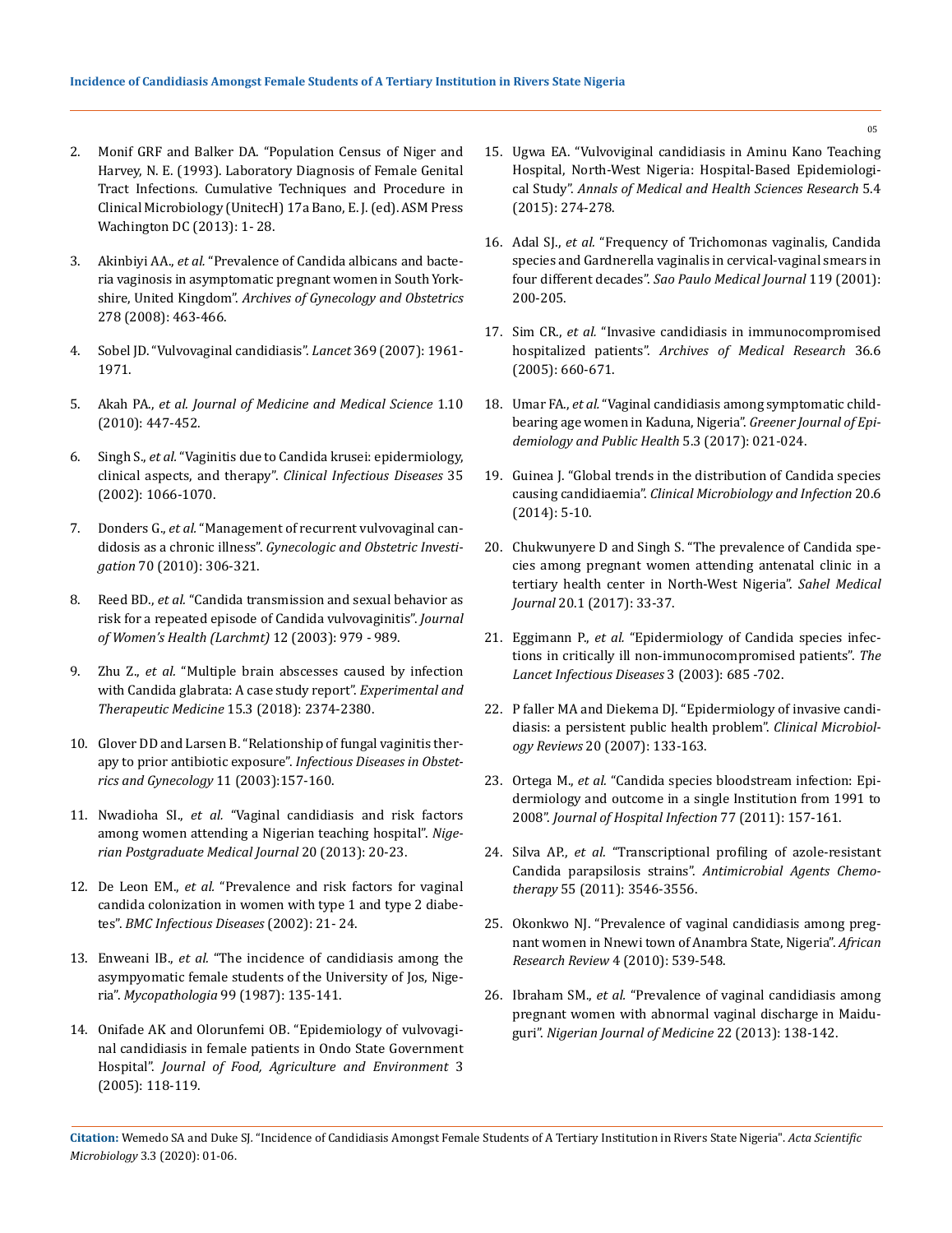2. Monif GRF and Balker DA. "Population Census of Niger and Harvey, N. E. (1993). Laboratory Diagnosis of Female Genital Tract Infections. Cumulative Techniques and Procedure in Clinical Microbiology (UnitecH) 17a Bano, E. J. (ed). ASM Press Wachington DC (2013): 1- 28.

3. Akinbiyi AA., *et al.* "Prevalence of Candida albicans and bacteria vaginosis in asymptomatic pregnant women in South Yorkshire, United Kingdom". *Archives of Gynecology and Obstetrics* 278 (2008): 463-466.

4. Sobel JD. "Vulvovaginal candidiasis". *Lancet* 369 (2007): 1961-1971.

5. Akah PA., *et al. Journal of Medicine and Medical Science* 1.10 (2010): 447-452.

6. Singh S., *et al.* "Vaginitis due to Candida krusei: epidermiology, clinical aspects, and therapy". *Clinical Infectious Diseases* 35 (2002): 1066-1070.

7. Donders G., *et al.* "Management of recurrent vulvovaginal candidosis as a chronic illness". *Gynecologic and Obstetric Investigation* 70 (2010): 306-321.

8. Reed BD., *et al.* "Candida transmission and sexual behavior as risk for a repeated episode of Candida vulvovaginitis". *Journal of Women's Health (Larchmt)* 12 (2003): 979 - 989.

9. Zhu Z., *et al.* "Multiple brain abscesses caused by infection with Candida glabrata: A case study report". *Experimental and Therapeutic Medicine* 15.3 (2018): 2374-2380.

10. Glover DD and Larsen B. "Relationship of fungal vaginitis therapy to prior antibiotic exposure". *Infectious Diseases in Obstetrics and Gynecology* 11 (2003):157-160.

11. Nwadioha SI., *et al.* "Vaginal candidiasis and risk factors among women attending a Nigerian teaching hospital". *Nigerian Postgraduate Medical Journal* 20 (2013): 20-23.

12. De Leon EM., *et al.* "Prevalence and risk factors for vaginal candida colonization in women with type 1 and type 2 diabetes". *BMC Infectious Diseases* (2002): 21- 24.

13. Enweani IB., *et al.* "The incidence of candidiasis among the asympyomatic female students of the University of Jos, Nigeria". *Mycopathologia* 99 (1987): 135-141.

14. Onifade AK and Olorunfemi OB. "Epidemiology of vulvovaginal candidiasis in female patients in Ondo State Government Hospital". *Journal of Food, Agriculture and Environment* 3 (2005): 118-119.

15. Ugwa EA. "Vulvoviginal candidiasis in Aminu Kano Teaching Hospital, North-West Nigeria: Hospital-Based Epidemiological Study". *Annals of Medical and Health Sciences Research* 5.4 (2015): 274-278.

16. Adal SJ., *et al.* "Frequency of Trichomonas vaginalis, Candida species and Gardnerella vaginalis in cervical-vaginal smears in four different decades". *Sao Paulo Medical Journal* 119 (2001): 200-205.

17. Sim CR., *et al.* "Invasive candidiasis in immunocompromised hospitalized patients". *Archives of Medical Research* 36.6 (2005): 660-671.

18. Umar FA., *et al.* "Vaginal candidiasis among symptomatic childbearing age women in Kaduna, Nigeria". *Greener Journal of Epidemiology and Public Health* 5.3 (2017): 021-024.

19. Guinea J. "Global trends in the distribution of Candida species causing candidiaemia". *Clinical Microbiology and Infection* 20.6 (2014): 5-10.

20. Chukwunyere D and Singh S. "The prevalence of Candida species among pregnant women attending antenatal clinic in a tertiary health center in North-West Nigeria". *Sahel Medical Journal* 20.1 (2017): 33-37.

21. Eggimann P., *et al.* "Epidemiology of Candida species infections in critically ill non-immunocompromised patients". *The Lancet Infectious Diseases* 3 (2003): 685 -702.

22. P faller MA and Diekema DJ. "Epidemiology of invasive candidiasis: a persistent public health problem". *Clinical Microbiology Reviews* 20 (2007): 133-163.

23. Ortega M., *et al.* "Candida species bloodstream infection: Epidermiology and outcome in a single Institution from 1991 to 2008". *Journal of Hospital Infection* 77 (2011): 157-161.

24. Silva AP., *et al.* "Transcriptional profiling of azole-resistant Candida parapsilosis strains". *Antimicrobial Agents Chemotherapy* 55 (2011): 3546-3556.

25. Okonkwo NJ. "Prevalence of vaginal candidiasis among pregnant women in Nnewi town of Anambra State, Nigeria". *African Research Review* 4 (2010): 539-548.

26. Ibraham SM., *et al.* "Prevalence of vaginal candidiasis among pregnant women with abnormal vaginal discharge in Maiduguri". *Nigerian Journal of Medicine* 22 (2013): 138-142.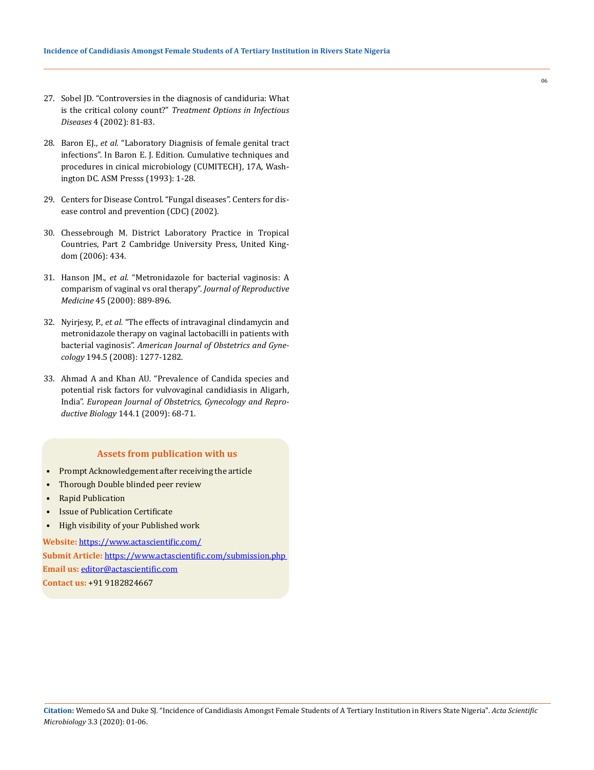27. Sobel JD. “Controversies in the diagnosis of candiduria: What is the critical colony count?” *Treatment Options in Infectious Diseases* 4 (2002): 81-83.

28. Baron EJ., *et al.* “Laboratory Diagnisis of female genital tract infections”. In Baron E. J. Edition. Cumulative techniques and procedures in cinical microbiology (CUMITECH), 17A, Washington DC. ASM Presss (1993): 1-28.

29. Centers for Disease Control. “Fungal diseases”. Centers for disease control and prevention (CDC) (2002).

30. Chessebrough M. District Laboratory Practice in Tropical Countries, Part 2 Cambridge University Press, United Kingdom (2006): 434.

31. Hanson JM., *et al.* “Metronidazole for bacterial vaginosis: A comparism of vaginal vs oral therapy”. *Journal of Reproductive Medicine* 45 (2000): 889-896.

32. Nyirjesy, P., *et al.* “The effects of intravaginal clindamycin and metronidazole therapy on vaginal lactobacilli in patients with bacterial vaginosis”. *American Journal of Obstetrics and Gynecology* 194.5 (2008): 1277-1282.

33. Ahmad A and Khan AU. “Prevalence of Candida species and potential risk factors for vulvovaginal candidiasis in Aligarh, India”. *European Journal of Obstetrics, Gynecology and Reproductive Biology* 144.1 (2009): 68-71.

**Assets from publication with us**

- Prompt Acknowledgement after receiving the article
- Thorough Double blinded peer review
- Rapid Publication
- Issue of Publication Certificate
- High visibility of your Published work

**Website:** https://www.actascientific.com/
**Submit Article:** https://www.actascientific.com/submission.php
**Email us:** editor@actascientific.com
**Contact us:** +91 9182824667

**Citation:** Wemedo SA and Duke SJ. “Incidence of Candidiasis Amongst Female Students of A Tertiary Institution in Rivers State Nigeria”. *Acta Scientific Microbiology* 3.3 (2020): 01-06.